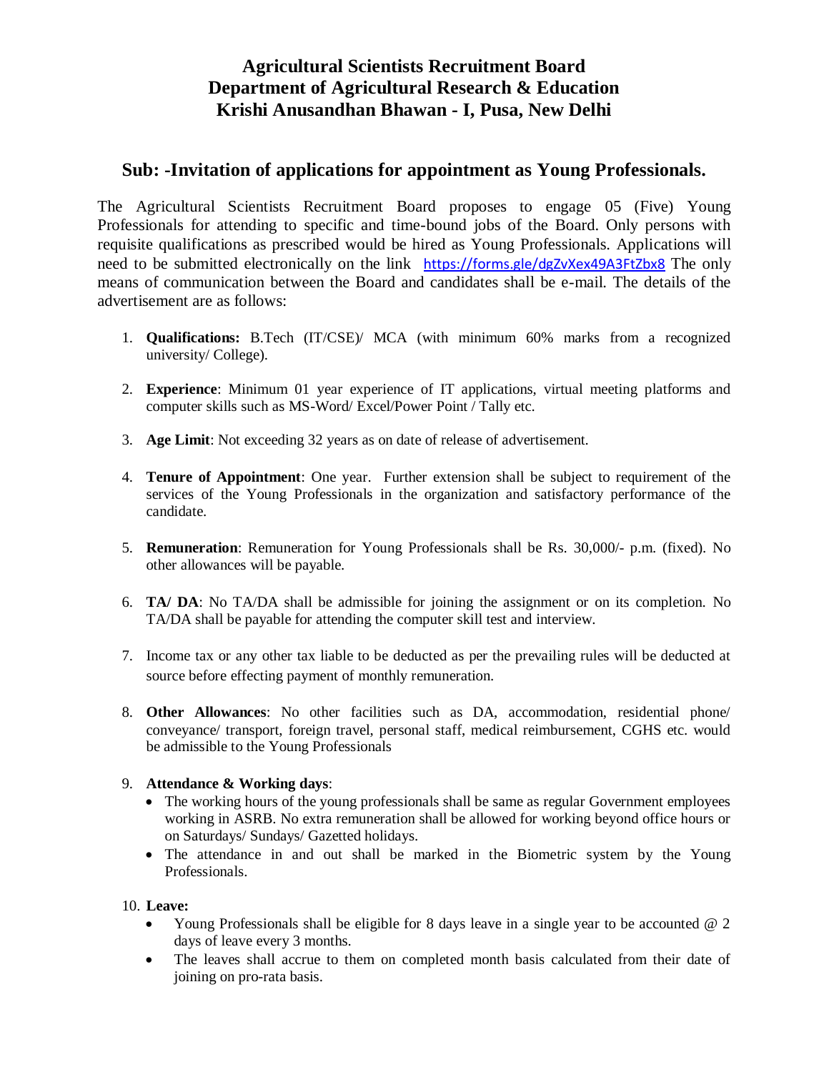# Agricultural Scientists Recruitment Board
# Department of Agricultural Research & Education
# Krishi Anusandhan Bhawan - I, Pusa, New Delhi

## Sub: -Invitation of applications for appointment as Young Professionals.

The Agricultural Scientists Recruitment Board proposes to engage 05 (Five) Young Professionals for attending to specific and time-bound jobs of the Board. Only persons with requisite qualifications as prescribed would be hired as Young Professionals. Applications will need to be submitted electronically on the link https://forms.gle/dgZvXex49A3FtZbx8 The only means of communication between the Board and candidates shall be e-mail. The details of the advertisement are as follows:

1. **Qualifications:** B.Tech (IT/CSE)/ MCA (with minimum 60% marks from a recognized university/ College).

2. **Experience**: Minimum 01 year experience of IT applications, virtual meeting platforms and computer skills such as MS-Word/ Excel/Power Point / Tally etc.

3. **Age Limit**: Not exceeding 32 years as on date of release of advertisement.

4. **Tenure of Appointment**: One year. Further extension shall be subject to requirement of the services of the Young Professionals in the organization and satisfactory performance of the candidate.

5. **Remuneration**: Remuneration for Young Professionals shall be Rs. 30,000/- p.m. (fixed). No other allowances will be payable.

6. **TA/ DA**: No TA/DA shall be admissible for joining the assignment or on its completion. No TA/DA shall be payable for attending the computer skill test and interview.

7. Income tax or any other tax liable to be deducted as per the prevailing rules will be deducted at source before effecting payment of monthly remuneration.

8. **Other Allowances**: No other facilities such as DA, accommodation, residential phone/ conveyance/ transport, foreign travel, personal staff, medical reimbursement, CGHS etc. would be admissible to the Young Professionals

9. **Attendance & Working days**:
   - The working hours of the young professionals shall be same as regular Government employees working in ASRB. No extra remuneration shall be allowed for working beyond office hours or on Saturdays/ Sundays/ Gazetted holidays.
   - The attendance in and out shall be marked in the Biometric system by the Young Professionals.

10. **Leave:**
    - Young Professionals shall be eligible for 8 days leave in a single year to be accounted @ 2 days of leave every 3 months.
    - The leaves shall accrue to them on completed month basis calculated from their date of joining on pro-rata basis.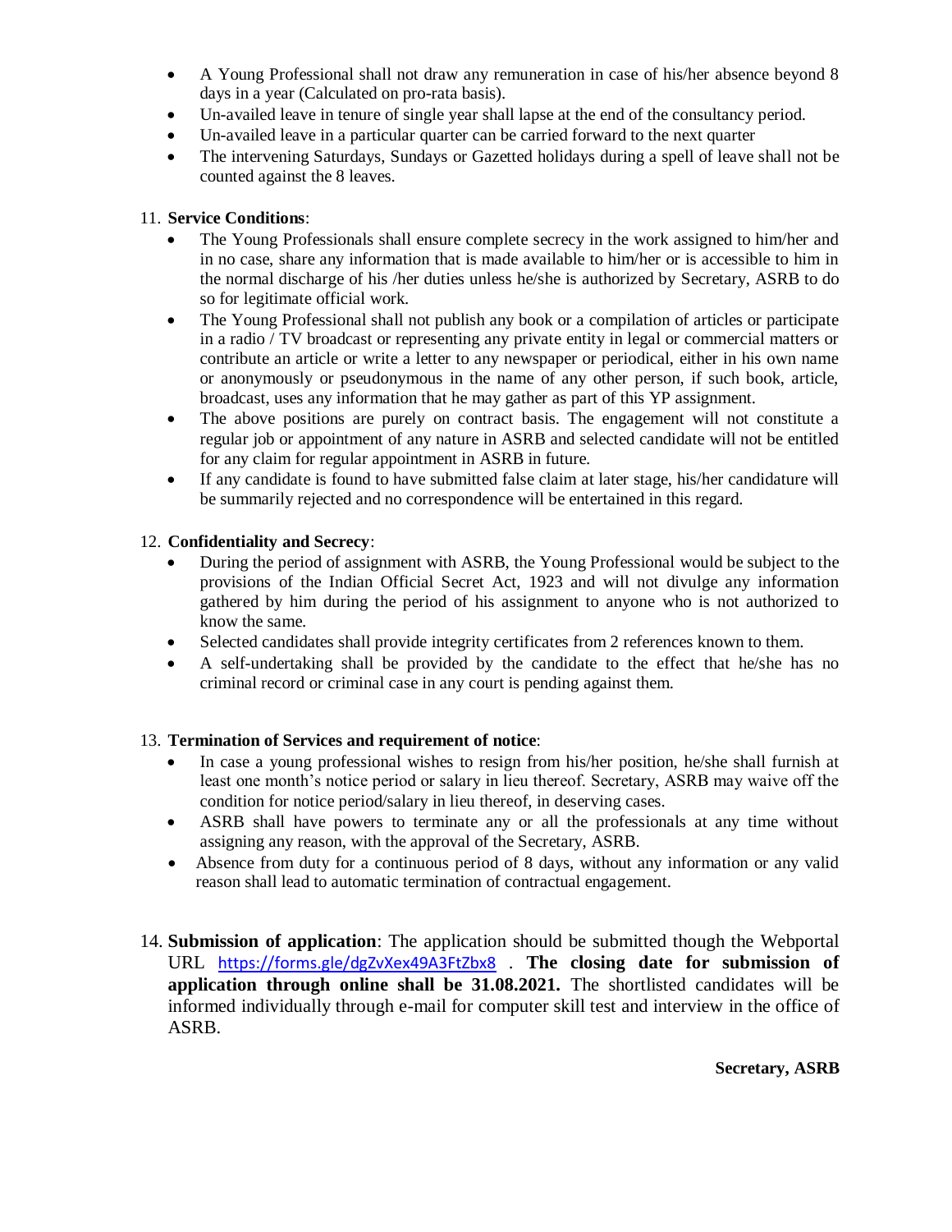- A Young Professional shall not draw any remuneration in case of his/her absence beyond 8 days in a year (Calculated on pro-rata basis).
- Un-availed leave in tenure of single year shall lapse at the end of the consultancy period.
- Un-availed leave in a particular quarter can be carried forward to the next quarter
- The intervening Saturdays, Sundays or Gazetted holidays during a spell of leave shall not be counted against the 8 leaves.

11. **Service Conditions**:
    - The Young Professionals shall ensure complete secrecy in the work assigned to him/her and in no case, share any information that is made available to him/her or is accessible to him in the normal discharge of his /her duties unless he/she is authorized by Secretary, ASRB to do so for legitimate official work.
    - The Young Professional shall not publish any book or a compilation of articles or participate in a radio / TV broadcast or representing any private entity in legal or commercial matters or contribute an article or write a letter to any newspaper or periodical, either in his own name or anonymously or pseudonymous in the name of any other person, if such book, article, broadcast, uses any information that he may gather as part of this YP assignment.
    - The above positions are purely on contract basis. The engagement will not constitute a regular job or appointment of any nature in ASRB and selected candidate will not be entitled for any claim for regular appointment in ASRB in future.
    - If any candidate is found to have submitted false claim at later stage, his/her candidature will be summarily rejected and no correspondence will be entertained in this regard.

12. **Confidentiality and Secrecy**:
    - During the period of assignment with ASRB, the Young Professional would be subject to the provisions of the Indian Official Secret Act, 1923 and will not divulge any information gathered by him during the period of his assignment to anyone who is not authorized to know the same.
    - Selected candidates shall provide integrity certificates from 2 references known to them.
    - A self-undertaking shall be provided by the candidate to the effect that he/she has no criminal record or criminal case in any court is pending against them.

13. **Termination of Services and requirement of notice**:
    - In case a young professional wishes to resign from his/her position, he/she shall furnish at least one month's notice period or salary in lieu thereof. Secretary, ASRB may waive off the condition for notice period/salary in lieu thereof, in deserving cases.
    - ASRB shall have powers to terminate any or all the professionals at any time without assigning any reason, with the approval of the Secretary, ASRB.
    - Absence from duty for a continuous period of 8 days, without any information or any valid reason shall lead to automatic termination of contractual engagement.

14. **Submission of application**: The application should be submitted though the Webportal URL https://forms.gle/dgZvXex49A3FtZbx8 . **The closing date for submission of application through online shall be 31.08.2021.** The shortlisted candidates will be informed individually through e-mail for computer skill test and interview in the office of ASRB.

**Secretary, ASRB**